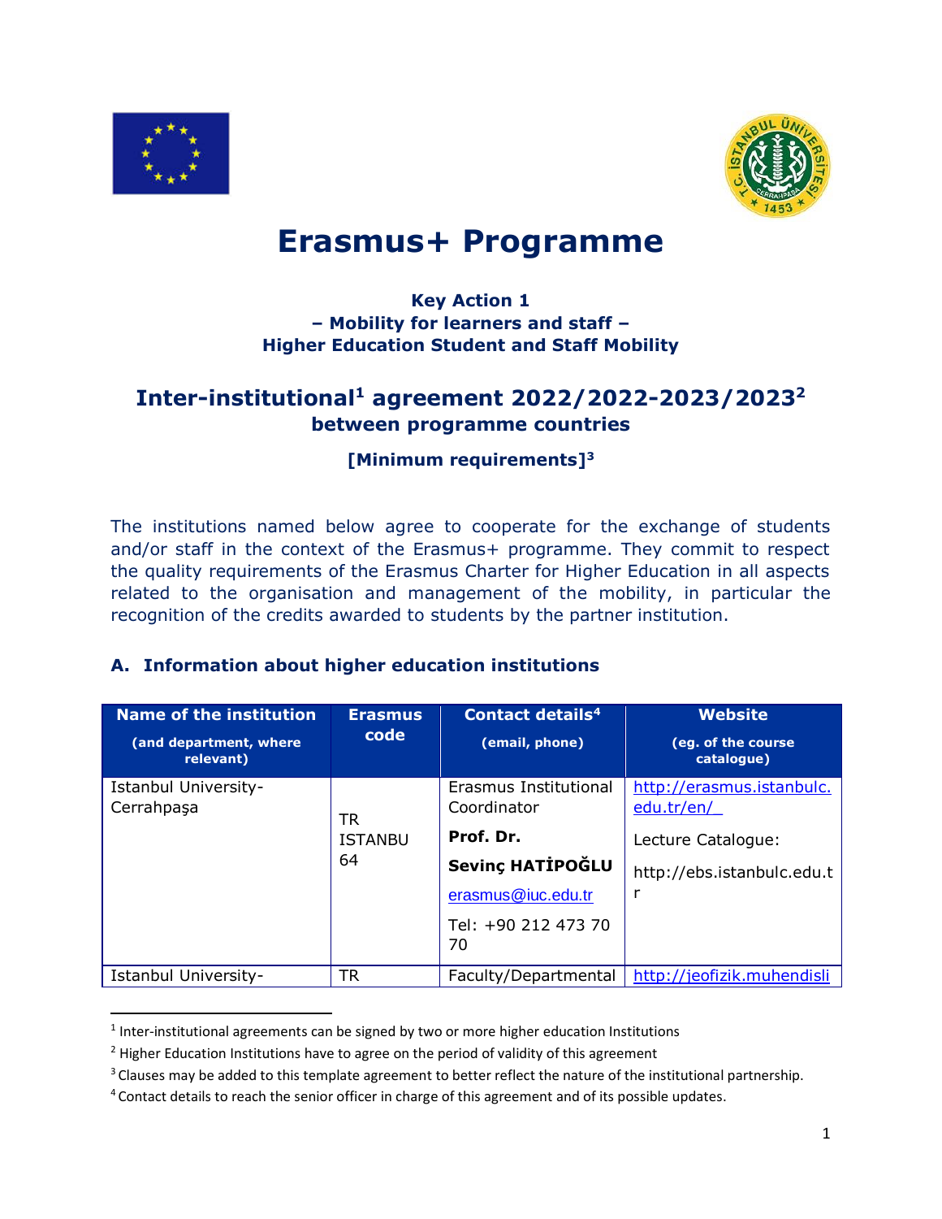# Erasmus+ Programme

### Key Action 1
### – Mobility for learners and staff –
### Higher Education Student and Staff Mobility

## Inter-institutional[1] agreement 2022/2022-2023/2023[2]
### between programme countries

### [Minimum requirements][3]

The institutions named below agree to cooperate for the exchange of students and/or staff in the context of the Erasmus+ programme. They commit to respect the quality requirements of the Erasmus Charter for Higher Education in all aspects related to the organisation and management of the mobility, in particular the recognition of the credits awarded to students by the partner institution.

### A. Information about higher education institutions

| Name of the institution (and department, where relevant) | Erasmus code | Contact details[4] (email, phone) | Website (eg. of the course catalogue) |
|---|---|---|---|
| Istanbul University-Cerrahpaşa | TR ISTANBU 64 | Erasmus Institutional Coordinator<br>**Prof. Dr.**<br>**Sevinç HATİPOĞLU**<br>erasmus@iuc.edu.tr<br>Tel: +90 212 473 70 70 | http://erasmus.istanbulc.edu.tr/en/<br>Lecture Catalogue:<br>http://ebs.istanbulc.edu.tr |
| Istanbul University- | TR | Faculty/Departmental | http://jeofizik.muhendisli |

[1] Inter-institutional agreements can be signed by two or more higher education Institutions

[2] Higher Education Institutions have to agree on the period of validity of this agreement

[3] Clauses may be added to this template agreement to better reflect the nature of the institutional partnership.

[4] Contact details to reach the senior officer in charge of this agreement and of its possible updates.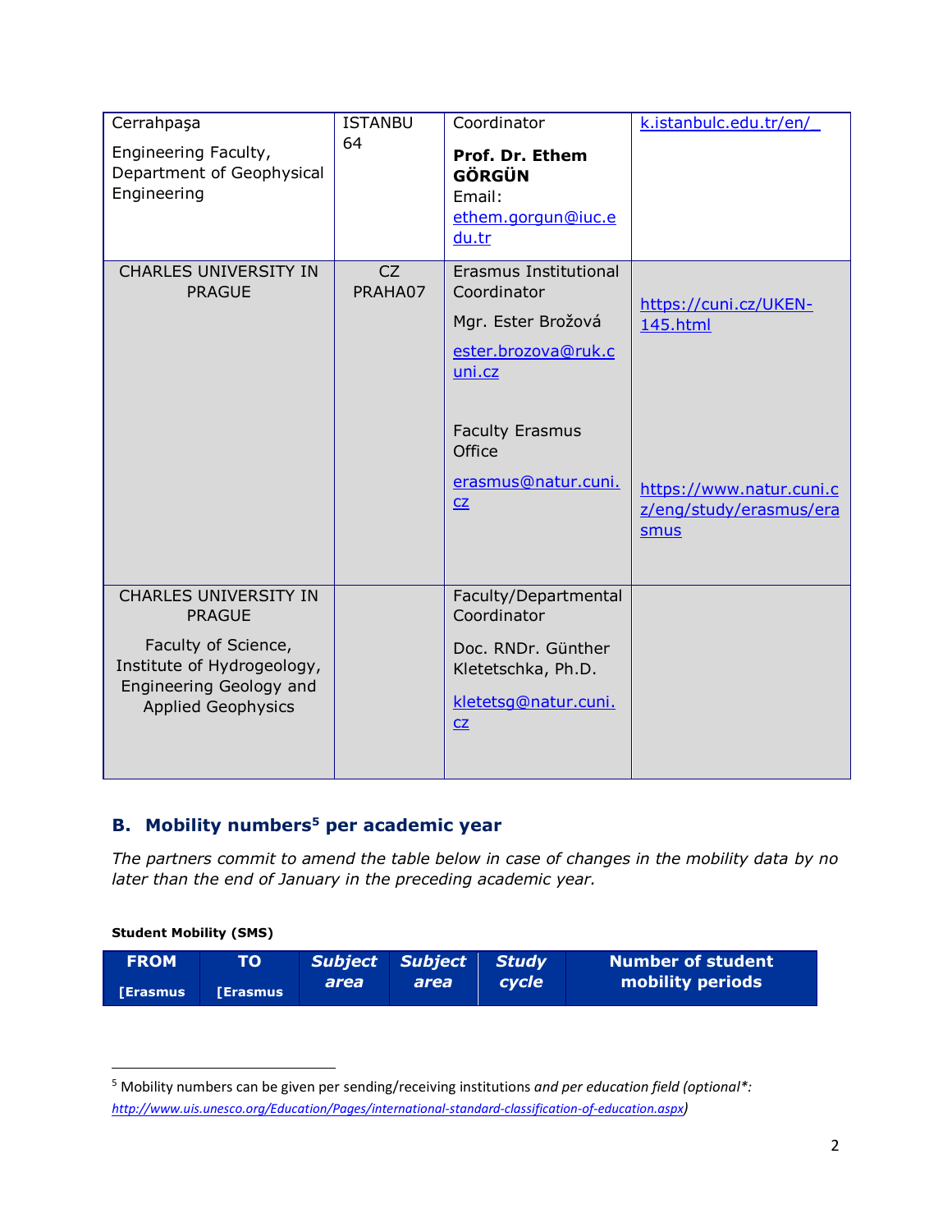| | | | |
|---|---|---|---|
| Cerrahpaşa<br><br>Engineering Faculty, Department of Geophysical Engineering | ISTANBU 64 | Coordinator<br><br>**Prof. Dr. Ethem GÖRGÜN**<br>Email: ethem.gorgun@iuc.edu.tr | k.istanbulc.edu.tr/en/ |
| CHARLES UNIVERSITY IN PRAGUE | CZ PRAHA07 | Erasmus Institutional Coordinator<br><br>Mgr. Ester Brožová<br><br>ester.brozova@ruk.cuni.cz<br><br>Faculty Erasmus Office<br><br>erasmus@natur.cuni.cz | https://cuni.cz/UKEN-145.html<br><br>https://www.natur.cuni.cz/eng/study/erasmus/erasmus |
| CHARLES UNIVERSITY IN PRAGUE<br><br>Faculty of Science, Institute of Hydrogeology, Engineering Geology and Applied Geophysics | | Faculty/Departmental Coordinator<br><br>Doc. RNDr. Günther Kletetschka, Ph.D.<br><br>kletetsg@natur.cuni.cz | |

## B. Mobility numbers[5] per academic year

*The partners commit to amend the table below in case of changes in the mobility data by no later than the end of January in the preceding academic year.*

**Student Mobility (SMS)**

| FROM<br>[Erasmus | TO<br>[Erasmus | *Subject area* | *Subject area* | *Study cycle* | Number of student mobility periods |
|---|---|---|---|---|---|

[5] Mobility numbers can be given per sending/receiving institutions *and per education field (optional*: http://www.uis.unesco.org/Education/Pages/international-standard-classification-of-education.aspx)*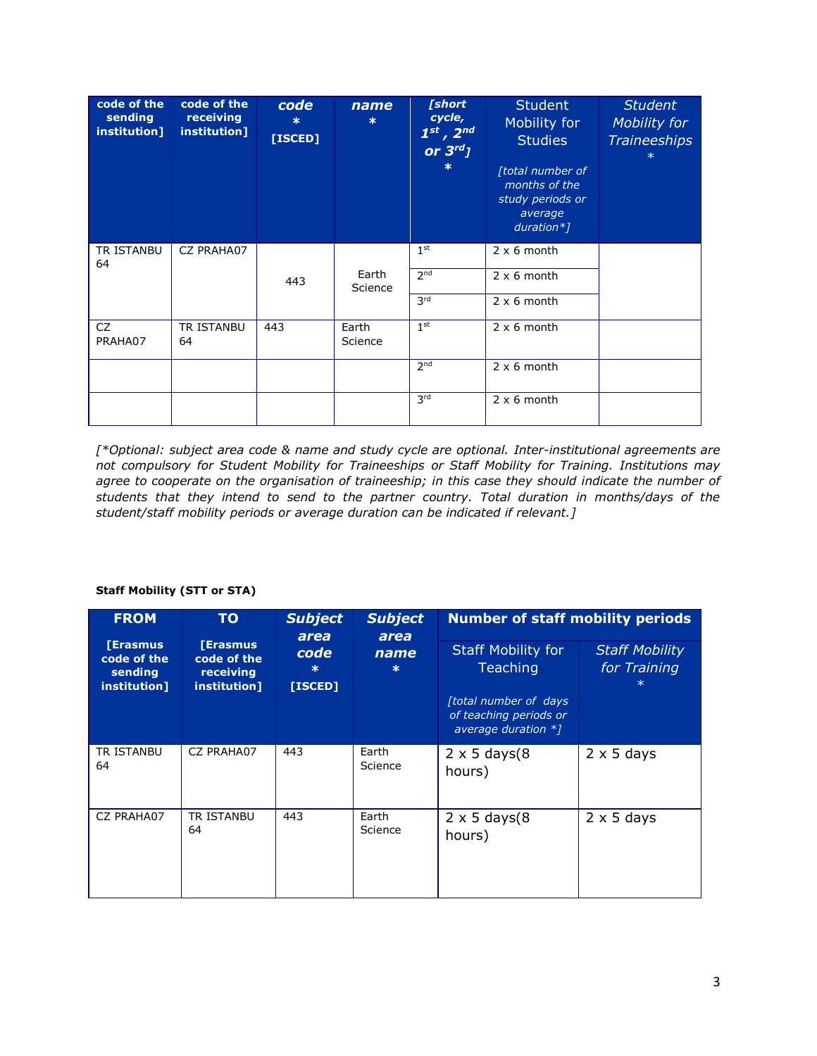| code of the sending institution] | code of the receiving institution] | *code* * [ISCED] | *name* * | *[short cycle, 1st, 2nd or 3rd]* * | Student Mobility for Studies *[total number of months of the study periods or average duration*]* | *Student Mobility for Traineeships* * |
|---|---|---|---|---|---|---|
| TR ISTANBU 64 | CZ PRAHA07 | 443 | Earth Science | 1st | 2 x 6 month | |
| | | | | 2nd | 2 x 6 month | |
| | | | | 3rd | 2 x 6 month | |
| CZ PRAHA07 | TR ISTANBU 64 | 443 | Earth Science | 1st | 2 x 6 month | |
| | | | | 2nd | 2 x 6 month | |
| | | | | 3rd | 2 x 6 month | |

*[*Optional: subject area code & name and study cycle are optional. Inter-institutional agreements are not compulsory for Student Mobility for Traineeships or Staff Mobility for Training. Institutions may agree to cooperate on the organisation of traineeship; in this case they should indicate the number of students that they intend to send to the partner country. Total duration in months/days of the student/staff mobility periods or average duration can be indicated if relevant.]*

**Staff Mobility (STT or STA)**

| FROM [Erasmus code of the sending institution] | TO [Erasmus code of the receiving institution] | *Subject area code* * [ISCED] | *Subject area name* * | Number of staff mobility periods | |
|---|---|---|---|---|---|
| | | | | Staff Mobility for Teaching *[total number of days of teaching periods or average duration *]* | *Staff Mobility for Training* * |
| TR ISTANBU 64 | CZ PRAHA07 | 443 | Earth Science | 2 x 5 days(8 hours) | 2 x 5 days |
| CZ PRAHA07 | TR ISTANBU 64 | 443 | Earth Science | 2 x 5 days(8 hours) | 2 x 5 days |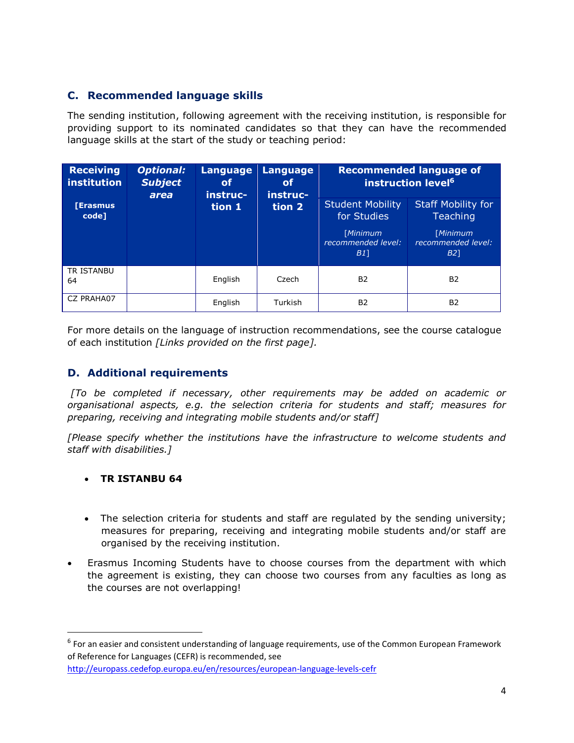## C. Recommended language skills

The sending institution, following agreement with the receiving institution, is responsible for providing support to its nominated candidates so that they can have the recommended language skills at the start of the study or teaching period:

| Receiving institution [Erasmus code] | *Optional: Subject area* | Language of instruction 1 | Language of instruction 2 | Recommended language of instruction level[6] | |
|---|---|---|---|---|---|
| | | | | Student Mobility for Studies *[Minimum recommended level: B1]* | Staff Mobility for Teaching *[Minimum recommended level: B2]* |
| TR ISTANBU 64 | | English | Czech | B2 | B2 |
| CZ PRAHA07 | | English | Turkish | B2 | B2 |

For more details on the language of instruction recommendations, see the course catalogue of each institution *[Links provided on the first page].*

## D. Additional requirements

*[To be completed if necessary, other requirements may be added on academic or organisational aspects, e.g. the selection criteria for students and staff; measures for preparing, receiving and integrating mobile students and/or staff]*

*[Please specify whether the institutions have the infrastructure to welcome students and staff with disabilities.]*

- **TR ISTANBU 64**

- The selection criteria for students and staff are regulated by the sending university; measures for preparing, receiving and integrating mobile students and/or staff are organised by the receiving institution.
- Erasmus Incoming Students have to choose courses from the department with which the agreement is existing, they can choose two courses from any faculties as long as the courses are not overlapping!

[6] For an easier and consistent understanding of language requirements, use of the Common European Framework of Reference for Languages (CEFR) is recommended, see http://europass.cedefop.europa.eu/en/resources/european-language-levels-cefr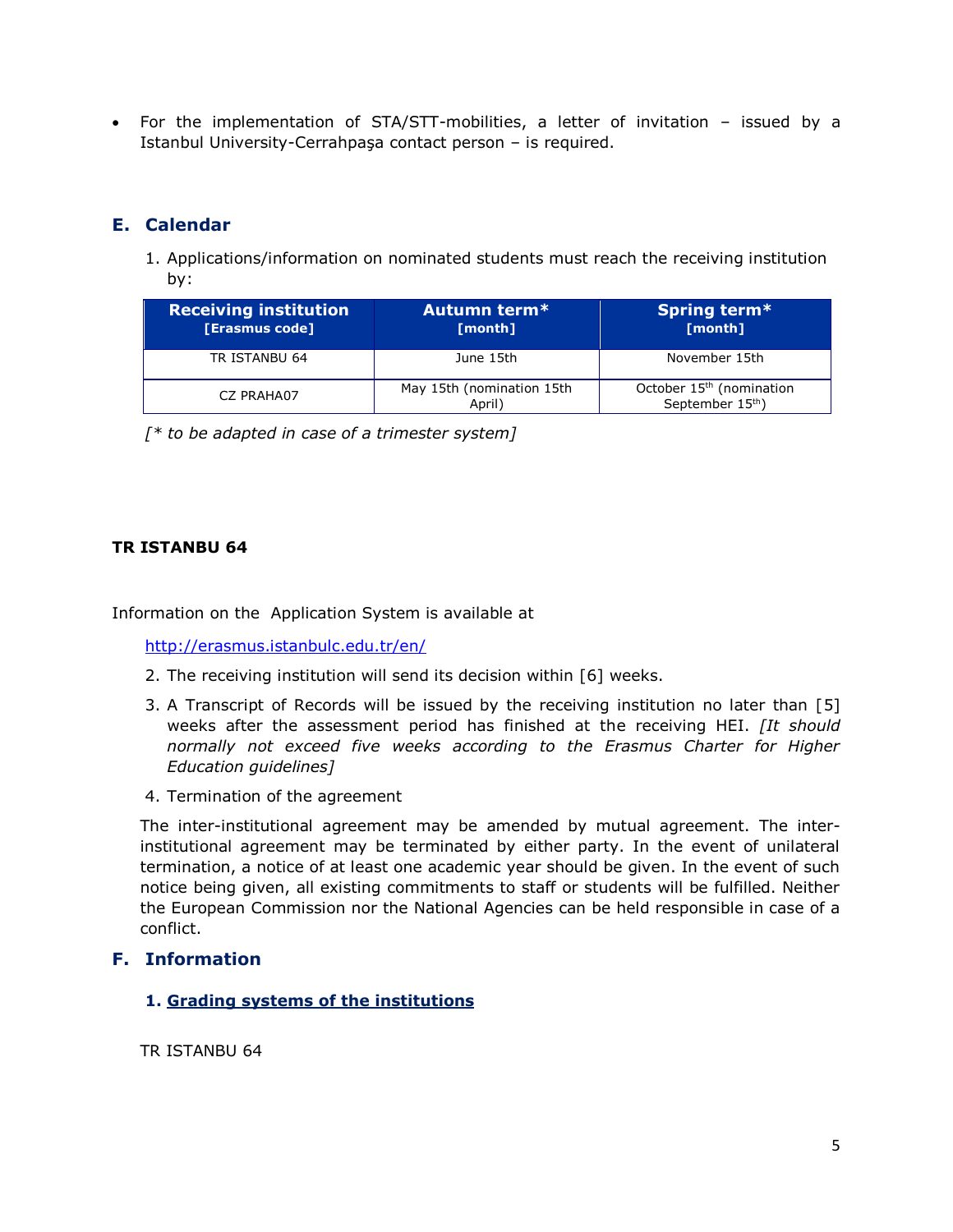- For the implementation of STA/STT-mobilities, a letter of invitation – issued by a Istanbul University-Cerrahpaşa contact person – is required.

## E. Calendar

1. Applications/information on nominated students must reach the receiving institution by:

| Receiving institution [Erasmus code] | Autumn term* [month] | Spring term* [month] |
|---|---|---|
| TR ISTANBU 64 | June 15th | November 15th |
| CZ PRAHA07 | May 15th (nomination 15th April) | October 15th (nomination September 15th) |

*[* to be adapted in case of a trimester system]*

**TR ISTANBU 64**

Information on the Application System is available at

http://erasmus.istanbulc.edu.tr/en/

2. The receiving institution will send its decision within [6] weeks.
3. A Transcript of Records will be issued by the receiving institution no later than [5] weeks after the assessment period has finished at the receiving HEI. *[It should normally not exceed five weeks according to the Erasmus Charter for Higher Education guidelines]*
4. Termination of the agreement

The inter-institutional agreement may be amended by mutual agreement. The inter-institutional agreement may be terminated by either party. In the event of unilateral termination, a notice of at least one academic year should be given. In the event of such notice being given, all existing commitments to staff or students will be fulfilled. Neither the European Commission nor the National Agencies can be held responsible in case of a conflict.

## F. Information

### 1. Grading systems of the institutions

TR ISTANBU 64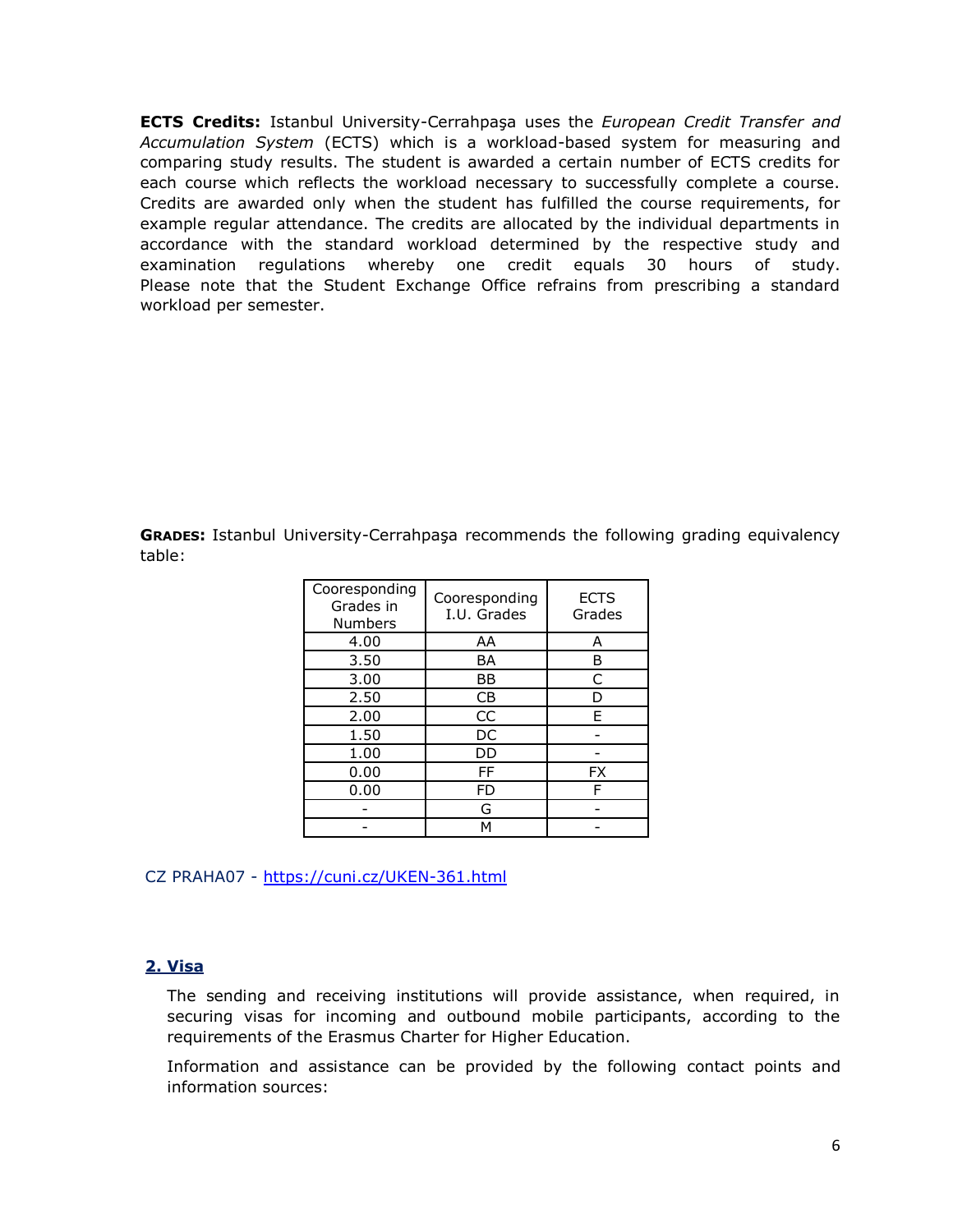**ECTS Credits:** Istanbul University-Cerrahpaşa uses the *European Credit Transfer and Accumulation System* (ECTS) which is a workload-based system for measuring and comparing study results. The student is awarded a certain number of ECTS credits for each course which reflects the workload necessary to successfully complete a course. Credits are awarded only when the student has fulfilled the course requirements, for example regular attendance. The credits are allocated by the individual departments in accordance with the standard workload determined by the respective study and examination regulations whereby one credit equals 30 hours of study. Please note that the Student Exchange Office refrains from prescribing a standard workload per semester.

**GRADES:** Istanbul University-Cerrahpaşa recommends the following grading equivalency table:

| Cooresponding Grades in Numbers | Cooresponding I.U. Grades | ECTS Grades |
|---|---|---|
| 4.00 | AA | A |
| 3.50 | BA | B |
| 3.00 | BB | C |
| 2.50 | CB | D |
| 2.00 | CC | E |
| 1.50 | DC | - |
| 1.00 | DD | - |
| 0.00 | FF | FX |
| 0.00 | FD | F |
| - | G | - |
| - | M | - |

CZ PRAHA07 - https://cuni.cz/UKEN-361.html

## 2. Visa

The sending and receiving institutions will provide assistance, when required, in securing visas for incoming and outbound mobile participants, according to the requirements of the Erasmus Charter for Higher Education.

Information and assistance can be provided by the following contact points and information sources: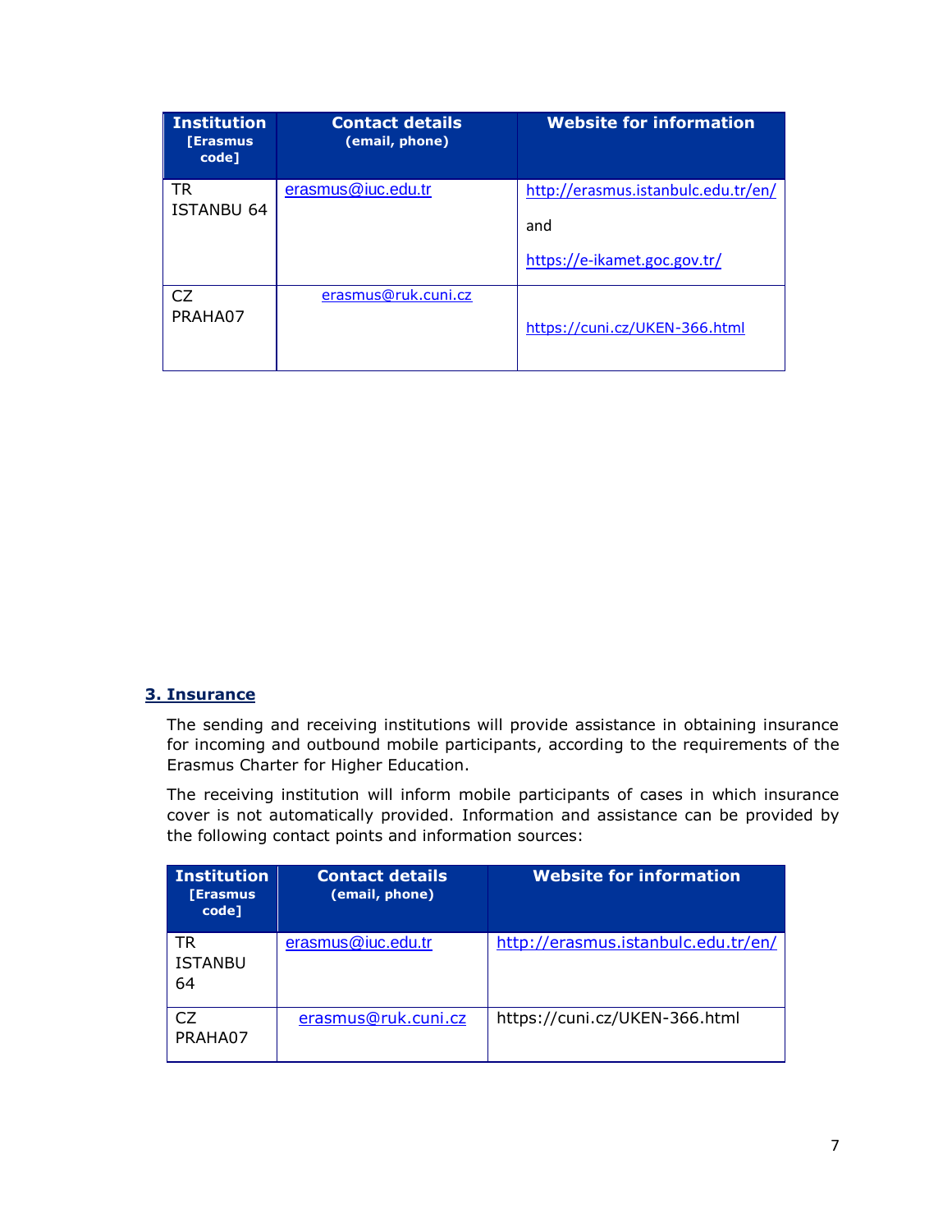| Institution [Erasmus code] | Contact details (email, phone) | Website for information |
| --- | --- | --- |
| TR ISTANBU 64 | erasmus@iuc.edu.tr | http://erasmus.istanbulc.edu.tr/en/ and https://e-ikamet.goc.gov.tr/ |
| CZ PRAHA07 | erasmus@ruk.cuni.cz | https://cuni.cz/UKEN-366.html |

## 3. Insurance

The sending and receiving institutions will provide assistance in obtaining insurance for incoming and outbound mobile participants, according to the requirements of the Erasmus Charter for Higher Education.

The receiving institution will inform mobile participants of cases in which insurance cover is not automatically provided. Information and assistance can be provided by the following contact points and information sources:

| Institution [Erasmus code] | Contact details (email, phone) | Website for information |
| --- | --- | --- |
| TR ISTANBU 64 | erasmus@iuc.edu.tr | http://erasmus.istanbulc.edu.tr/en/ |
| CZ PRAHA07 | erasmus@ruk.cuni.cz | https://cuni.cz/UKEN-366.html |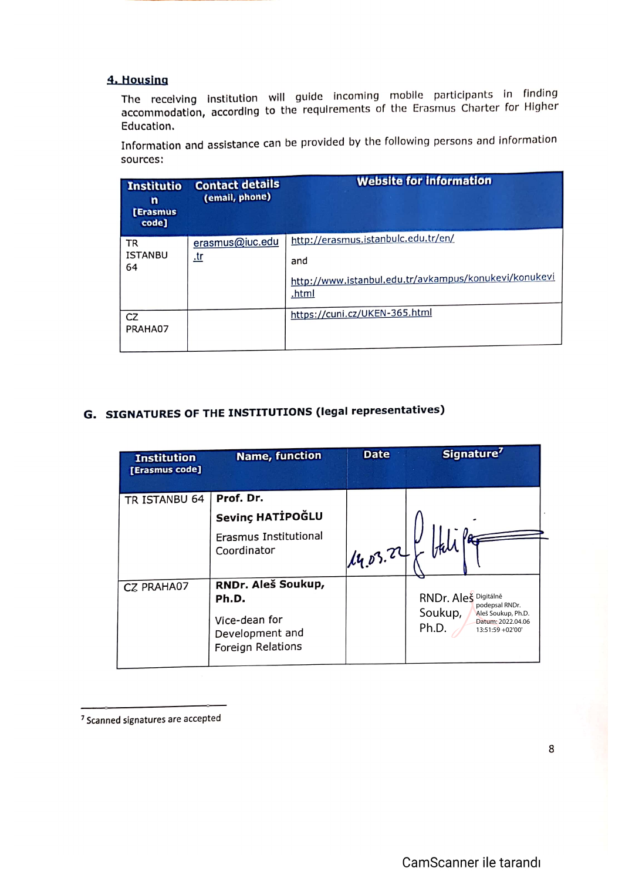## 4. Housing

The receiving institution will guide incoming mobile participants in finding accommodation, according to the requirements of the Erasmus Charter for Higher Education.

Information and assistance can be provided by the following persons and information sources:

| Institution [Erasmus code] | Contact details (email, phone) | Website for information |
|---|---|---|
| TR ISTANBU 64 | erasmus@iuc.edu.tr | http://erasmus.istanbulc.edu.tr/en/ and http://www.istanbul.edu.tr/avkampus/konukevi/konukevi.html |
| CZ PRAHA07 | | https://cuni.cz/UKEN-365.html |

## G. SIGNATURES OF THE INSTITUTIONS (legal representatives)

| Institution [Erasmus code] | Name, function | Date | Signature[7] |
|---|---|---|---|
| TR ISTANBU 64 | **Prof. Dr. Sevinç HATİPOĞLU** Erasmus Institutional Coordinator | 14.03.22 | |
| CZ PRAHA07 | **RNDr. Aleš Soukup, Ph.D.** Vice-dean for Development and Foreign Relations | | RNDr. Aleš Soukup, Ph.D. Digitálně podepsal RNDr. Aleš Soukup, Ph.D. Datum: 2022.04.06 13:51:59 +02'00' |

[7] Scanned signatures are accepted

CamScanner ile tarandı